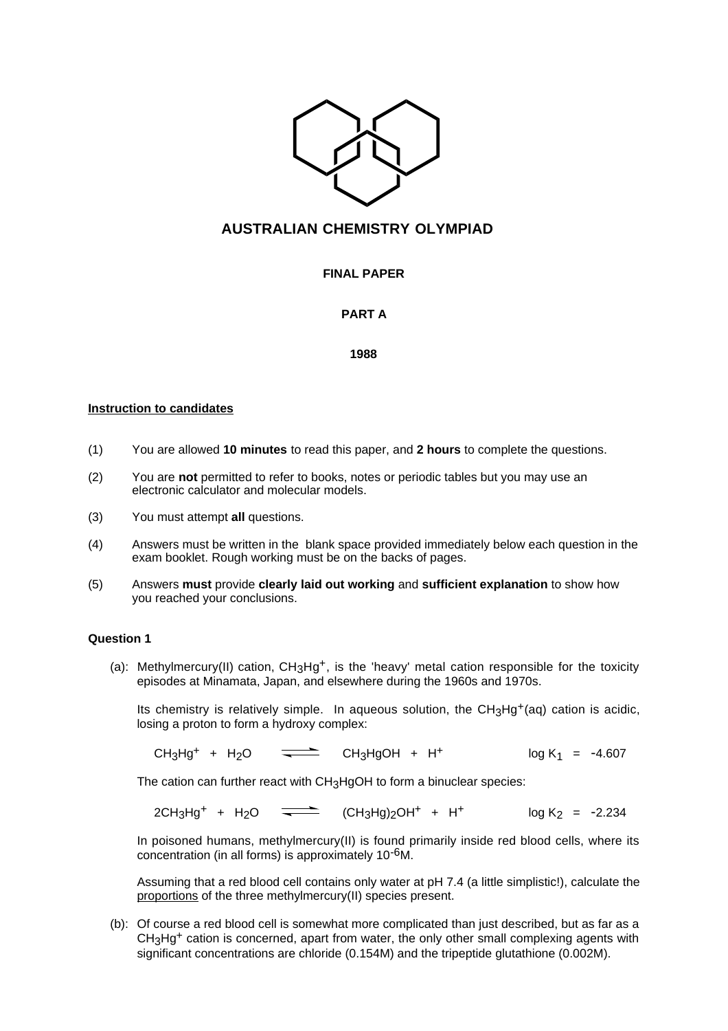# AUSTRALIAN CHEMISTRY OLYMPIAD

**FINAL PAPER**

**PART A**

**1988**

**Instruction to candidates**

(1) You are allowed **10 minutes** to read this paper, and **2 hours** to complete the questions.

(2) You are **not** permitted to refer to books, notes or periodic tables but you may use an electronic calculator and molecular models.

(3) You must attempt **all** questions.

(4) Answers must be written in the blank space provided immediately below each question in the exam booklet. Rough working must be on the backs of pages.

(5) Answers **must** provide **clearly laid out working** and **sufficient explanation** to show how you reached your conclusions.

### Question 1

(a): Methylmercury(II) cation, $CH_3Hg^+$, is the 'heavy' metal cation responsible for the toxicity episodes at Minamata, Japan, and elsewhere during the 1960s and 1970s.

Its chemistry is relatively simple. In aqueous solution, the $CH_3Hg^+(aq)$ cation is acidic, losing a proton to form a hydroxy complex:

$$CH_3Hg^+ + H_2O \rightleftharpoons CH_3HgOH + H^+ \qquad \log K_1 = -4.607$$

The cation can further react with $CH_3HgOH$ to form a binuclear species:

$$2CH_3Hg^+ + H_2O \rightleftharpoons (CH_3Hg)_2OH^+ + H^+ \qquad \log K_2 = -2.234$$

In poisoned humans, methylmercury(II) is found primarily inside red blood cells, where its concentration (in all forms) is approximately $10^{-6}$M.

Assuming that a red blood cell contains only water at pH 7.4 (a little simplistic!), calculate the proportions of the three methylmercury(II) species present.

(b): Of course a red blood cell is somewhat more complicated than just described, but as far as a $CH_3Hg^+$ cation is concerned, apart from water, the only other small complexing agents with significant concentrations are chloride (0.154M) and the tripeptide glutathione (0.002M).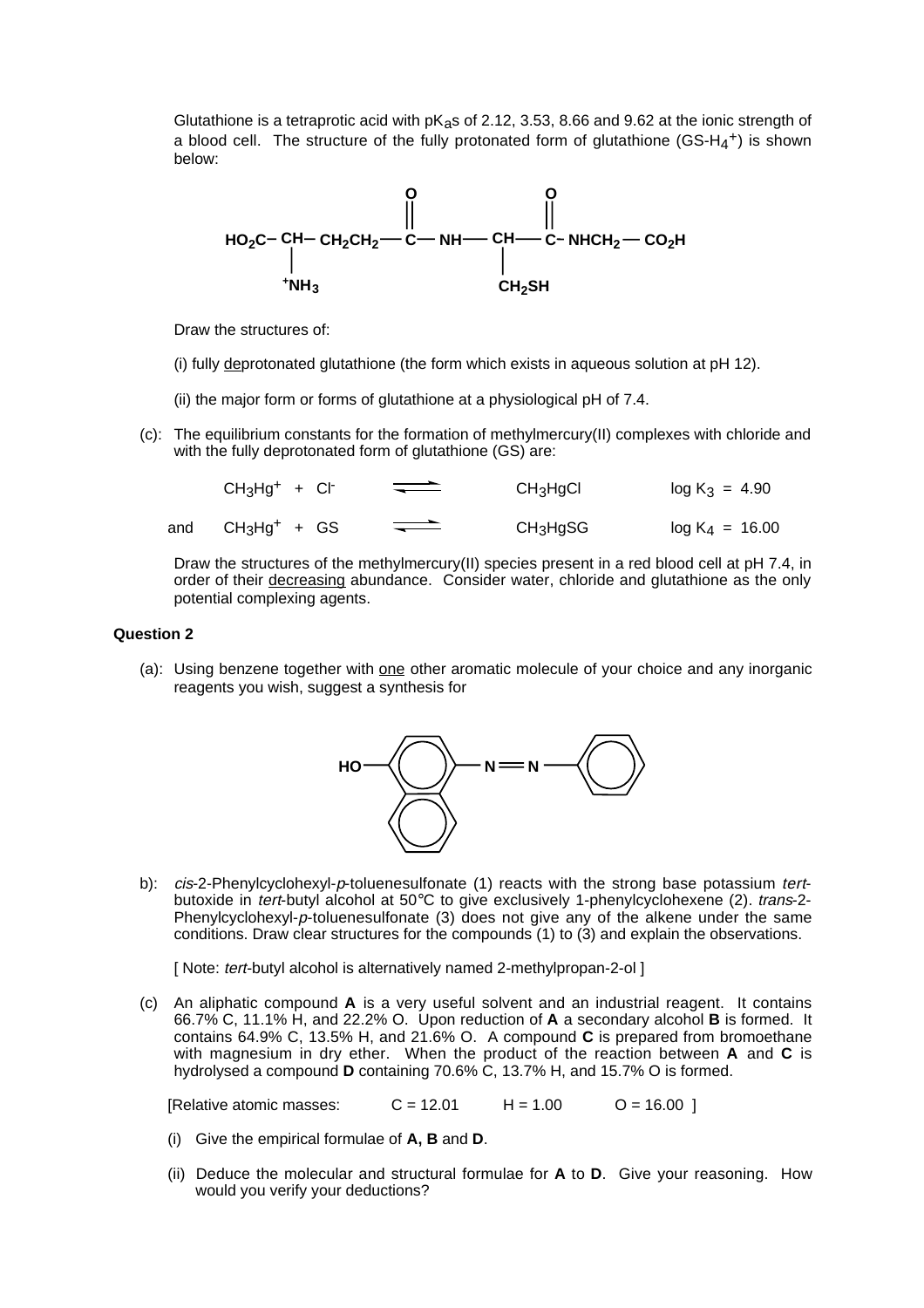Glutathione is a tetraprotic acid with p$K_a$s of 2.12, 3.53, 8.66 and 9.62 at the ionic strength of a blood cell. The structure of the fully protonated form of glutathione (GS-$H_4^+$) is shown below:

$$HO_2C-\underset{\underset{^{+}NH_3}{|}}{CH}-CH_2CH_2-\overset{\overset{O}{||}}{C}-NH-\underset{\underset{CH_2SH}{|}}{CH}-\overset{\overset{O}{||}}{C}-NHCH_2-CO_2H$$

Draw the structures of:

(i) fully deprotonated glutathione (the form which exists in aqueous solution at pH 12).

(ii) the major form or forms of glutathione at a physiological pH of 7.4.

(c): The equilibrium constants for the formation of methylmercury(II) complexes with chloride and with the fully deprotonated form of glutathione (GS) are:

$$CH_3Hg^+ + Cl^- \rightleftharpoons CH_3HgCl \qquad \log K_3 = 4.90$$

and

$$CH_3Hg^+ + GS \rightleftharpoons CH_3HgSG \qquad \log K_4 = 16.00$$

Draw the structures of the methylmercury(II) species present in a red blood cell at pH 7.4, in order of their decreasing abundance. Consider water, chloride and glutathione as the only potential complexing agents.

**Question 2**

(a): Using benzene together with one other aromatic molecule of your choice and any inorganic reagents you wish, suggest a synthesis for

HO–(naphthalene-1,4-diyl)–N=N–(phenyl)

b): *cis*-2-Phenylcyclohexyl-*p*-toluenesulfonate (1) reacts with the strong base potassium *tert*-butoxide in *tert*-butyl alcohol at 50°C to give exclusively 1-phenylcyclohexene (2). *trans*-2-Phenylcyclohexyl-*p*-toluenesulfonate (3) does not give any of the alkene under the same conditions. Draw clear structures for the compounds (1) to (3) and explain the observations.

[ Note: *tert*-butyl alcohol is alternatively named 2-methylpropan-2-ol ]

(c) An aliphatic compound **A** is a very useful solvent and an industrial reagent. It contains 66.7% C, 11.1% H, and 22.2% O. Upon reduction of **A** a secondary alcohol **B** is formed. It contains 64.9% C, 13.5% H, and 21.6% O. A compound **C** is prepared from bromoethane with magnesium in dry ether. When the product of the reaction between **A** and **C** is hydrolysed a compound **D** containing 70.6% C, 13.7% H, and 15.7% O is formed.

[Relative atomic masses: C = 12.01 H = 1.00 O = 16.00 ]

(i) Give the empirical formulae of **A, B** and **D**.

(ii) Deduce the molecular and structural formulae for **A** to **D**. Give your reasoning. How would you verify your deductions?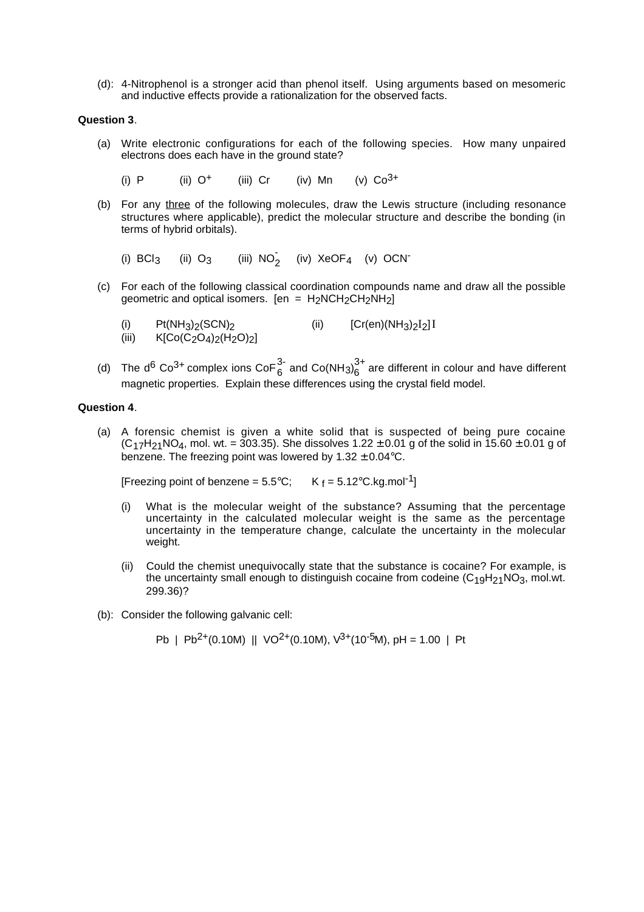(d): 4-Nitrophenol is a stronger acid than phenol itself. Using arguments based on mesomeric and inductive effects provide a rationalization for the observed facts.

**Question 3**.

(a) Write electronic configurations for each of the following species. How many unpaired electrons does each have in the ground state?

(i) P (ii) $O^{+}$ (iii) Cr (iv) Mn (v) $Co^{3+}$

(b) For any <u>three</u> of the following molecules, draw the Lewis structure (including resonance structures where applicable), predict the molecular structure and describe the bonding (in terms of hybrid orbitals).

(i) $BCl_3$ (ii) $O_3$ (iii) $NO_2^-$ (iv) $XeOF_4$ (v) $OCN^-$

(c) For each of the following classical coordination compounds name and draw all the possible geometric and optical isomers. [en = $H_2NCH_2CH_2NH_2$]

(i) $Pt(NH_3)_2(SCN)_2$ (ii) $[Cr(en)(NH_3)_2I_2]I$
(iii) $K[Co(C_2O_4)_2(H_2O)_2]$

(d) The $d^6$ $Co^{3+}$ complex ions $CoF_6^{3-}$ and $Co(NH_3)_6^{3+}$ are different in colour and have different magnetic properties. Explain these differences using the crystal field model.

**Question 4**.

(a) A forensic chemist is given a white solid that is suspected of being pure cocaine ($C_{17}H_{21}NO_4$, mol. wt. = 303.35). She dissolves 1.22 ± 0.01 g of the solid in 15.60 ± 0.01 g of benzene. The freezing point was lowered by 1.32 ± 0.04°C.

[Freezing point of benzene = 5.5°C; $K_f$ = 5.12°C.kg.mol$^{-1}$]

(i) What is the molecular weight of the substance? Assuming that the percentage uncertainty in the calculated molecular weight is the same as the percentage uncertainty in the temperature change, calculate the uncertainty in the molecular weight.

(ii) Could the chemist unequivocally state that the substance is cocaine? For example, is the uncertainty small enough to distinguish cocaine from codeine ($C_{19}H_{21}NO_3$, mol.wt. 299.36)?

(b): Consider the following galvanic cell:

Pb | $Pb^{2+}$(0.10M) || $VO^{2+}$(0.10M), $V^{3+}$($10^{-5}$M), pH = 1.00 | Pt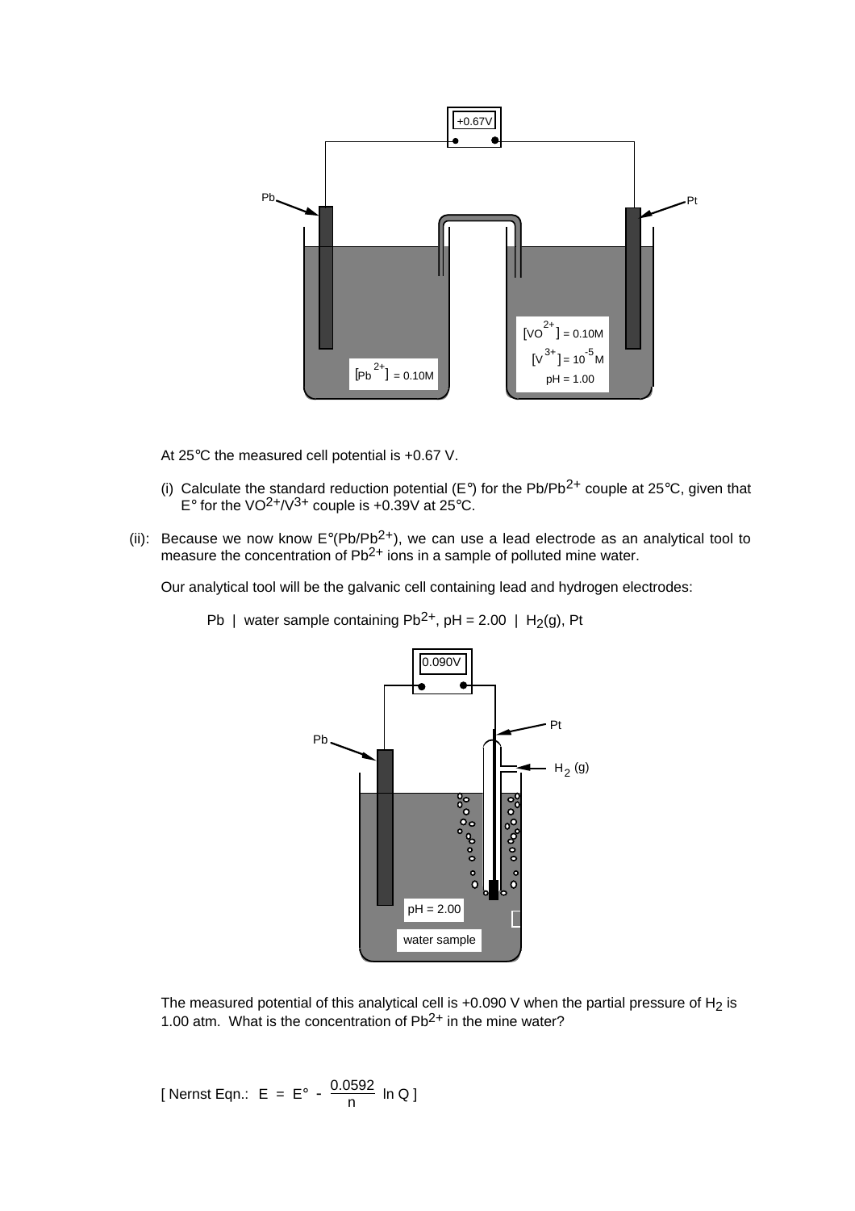+0.67V

Pb

Pt

$[Pb^{2+}] = 0.10M$

$[VO^{2+}] = 0.10M$

$[V^{3+}] = 10^{-5}M$

pH = 1.00

At 25°C the measured cell potential is +0.67 V.

(i) Calculate the standard reduction potential (E°) for the Pb/$Pb^{2+}$ couple at 25°C, given that E° for the $VO^{2+}/V^{3+}$ couple is +0.39V at 25°C.

(ii): Because we now know E°(Pb/$Pb^{2+}$), we can use a lead electrode as an analytical tool to measure the concentration of $Pb^{2+}$ ions in a sample of polluted mine water.

Our analytical tool will be the galvanic cell containing lead and hydrogen electrodes:

Pb | water sample containing $Pb^{2+}$, pH = 2.00 | $H_2$(g), Pt

0.090V

Pb

Pt

$H_2$ (g)

pH = 2.00

water sample

The measured potential of this analytical cell is +0.090 V when the partial pressure of $H_2$ is 1.00 atm. What is the concentration of $Pb^{2+}$ in the mine water?

[ Nernst Eqn.: $E = E° - \frac{0.0592}{n} \ln Q$ ]